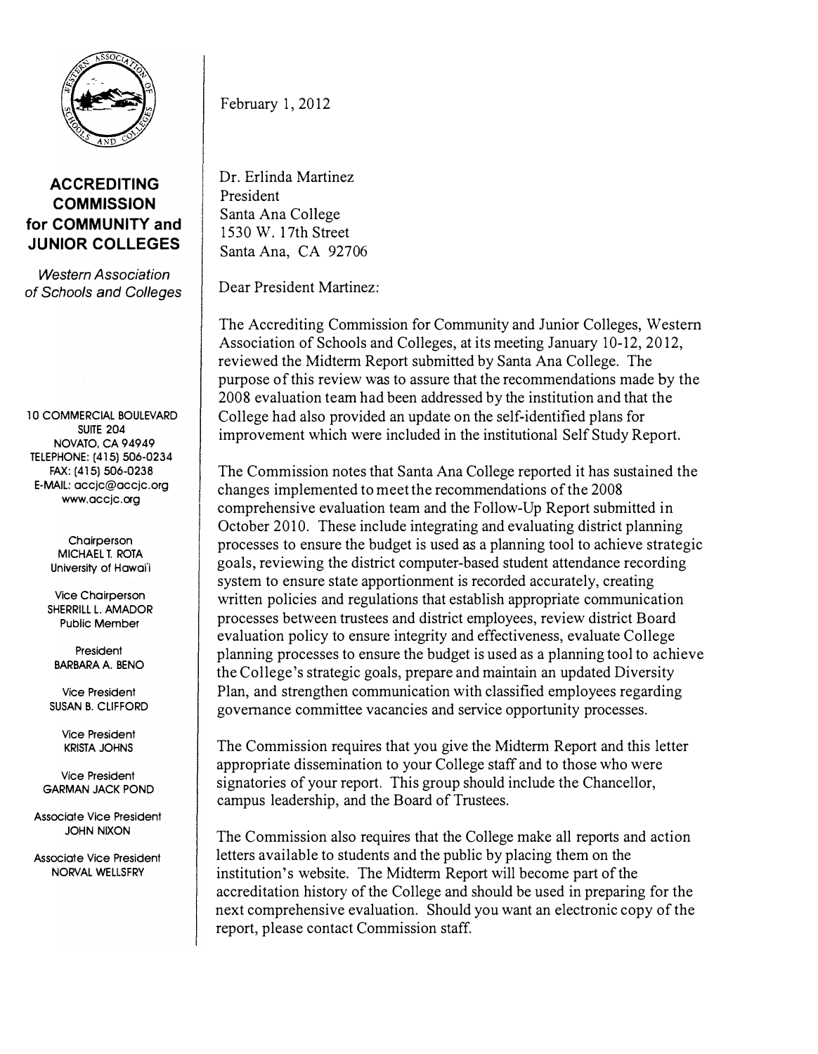**ACCREDITING COMMISSION for COMMUNITY and JUNIOR COLLEGES**

*Western Association of Schools and Colleges*

10 COMMERCIAL BOULEVARD
SUITE 204
NOVATO, CA 94949
TELEPHONE: (415) 506-0234
FAX: (415) 506-0238
E-MAIL: accjc@accjc.org
www.accjc.org

Chairperson
MICHAEL T. ROTA
University of Hawai'i

Vice Chairperson
SHERRILL L. AMADOR
Public Member

President
BARBARA A. BENO

Vice President
SUSAN B. CLIFFORD

Vice President
KRISTA JOHNS

Vice President
GARMAN JACK POND

Associate Vice President
JOHN NIXON

Associate Vice President
NORVAL WELLSFRY

February 1, 2012

Dr. Erlinda Martinez
President
Santa Ana College
1530 W. 17th Street
Santa Ana, CA 92706

Dear President Martinez:

The Accrediting Commission for Community and Junior Colleges, Western Association of Schools and Colleges, at its meeting January 10-12, 2012, reviewed the Midterm Report submitted by Santa Ana College. The purpose of this review was to assure that the recommendations made by the 2008 evaluation team had been addressed by the institution and that the College had also provided an update on the self-identified plans for improvement which were included in the institutional Self Study Report.

The Commission notes that Santa Ana College reported it has sustained the changes implemented to meet the recommendations of the 2008 comprehensive evaluation team and the Follow-Up Report submitted in October 2010. These include integrating and evaluating district planning processes to ensure the budget is used as a planning tool to achieve strategic goals, reviewing the district computer-based student attendance recording system to ensure state apportionment is recorded accurately, creating written policies and regulations that establish appropriate communication processes between trustees and district employees, review district Board evaluation policy to ensure integrity and effectiveness, evaluate College planning processes to ensure the budget is used as a planning tool to achieve the College's strategic goals, prepare and maintain an updated Diversity Plan, and strengthen communication with classified employees regarding governance committee vacancies and service opportunity processes.

The Commission requires that you give the Midterm Report and this letter appropriate dissemination to your College staff and to those who were signatories of your report. This group should include the Chancellor, campus leadership, and the Board of Trustees.

The Commission also requires that the College make all reports and action letters available to students and the public by placing them on the institution's website. The Midterm Report will become part of the accreditation history of the College and should be used in preparing for the next comprehensive evaluation. Should you want an electronic copy of the report, please contact Commission staff.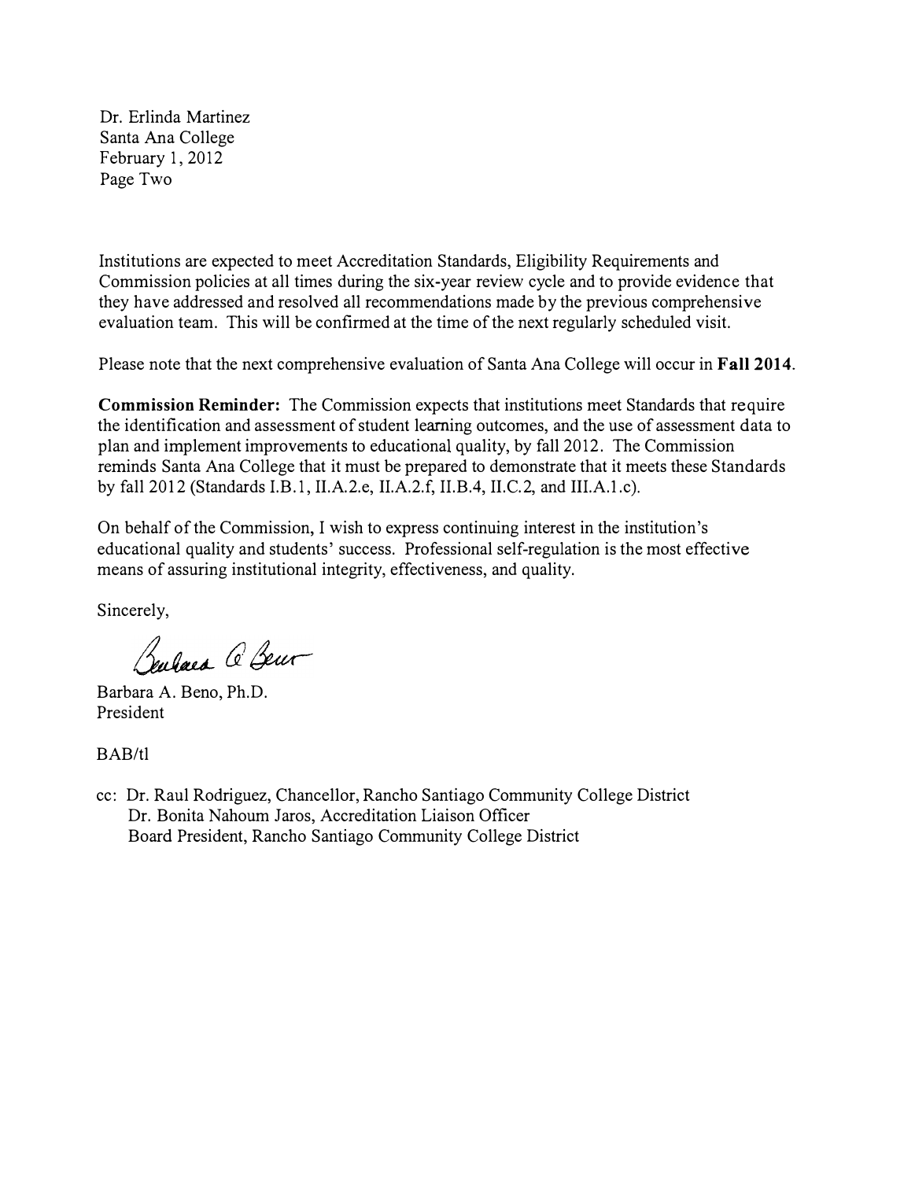Dr. Erlinda Martinez
Santa Ana College
February 1, 2012
Page Two

Institutions are expected to meet Accreditation Standards, Eligibility Requirements and Commission policies at all times during the six-year review cycle and to provide evidence that they have addressed and resolved all recommendations made by the previous comprehensive evaluation team. This will be confirmed at the time of the next regularly scheduled visit.

Please note that the next comprehensive evaluation of Santa Ana College will occur in **Fall 2014**.

**Commission Reminder:** The Commission expects that institutions meet Standards that require the identification and assessment of student learning outcomes, and the use of assessment data to plan and implement improvements to educational quality, by fall 2012. The Commission reminds Santa Ana College that it must be prepared to demonstrate that it meets these Standards by fall 2012 (Standards I.B.1, II.A.2.e, II.A.2.f, II.B.4, II.C.2, and III.A.1.c).

On behalf of the Commission, I wish to express continuing interest in the institution's educational quality and students' success. Professional self-regulation is the most effective means of assuring institutional integrity, effectiveness, and quality.

Sincerely,

Barbara A. Beno, Ph.D.
President

BAB/tl

cc: Dr. Raul Rodriguez, Chancellor, Rancho Santiago Community College District
Dr. Bonita Nahoum Jaros, Accreditation Liaison Officer
Board President, Rancho Santiago Community College District